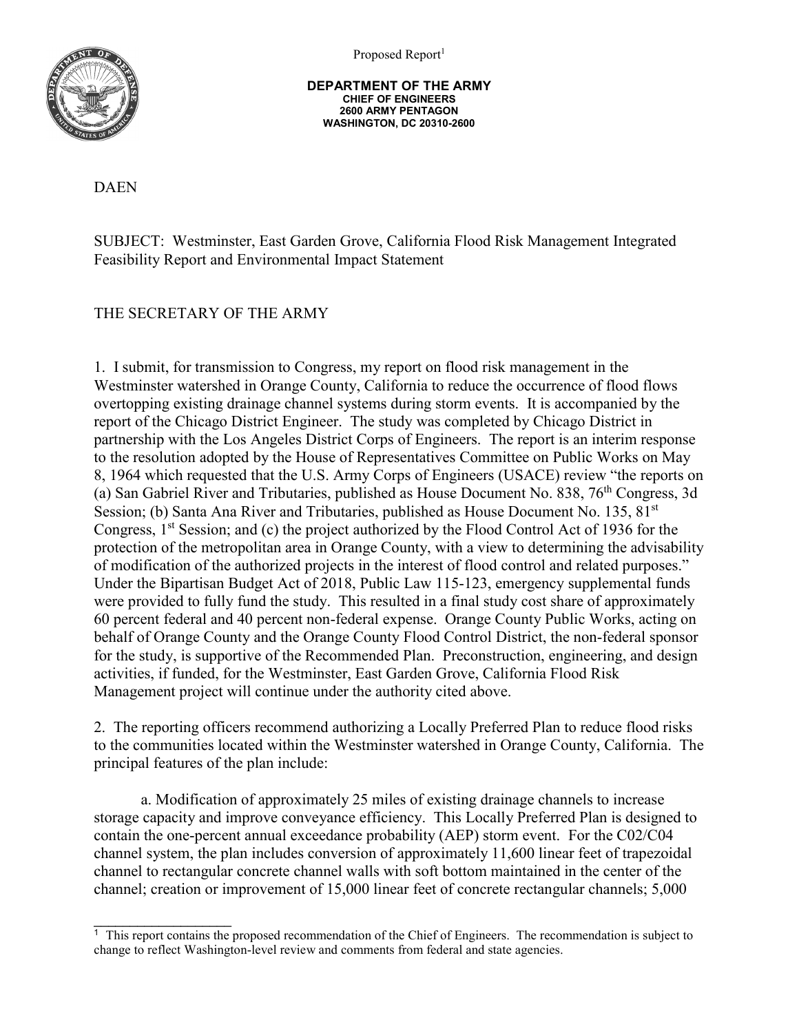Proposed Report[1]

**DEPARTMENT OF THE ARMY**
**CHIEF OF ENGINEERS**
**2600 ARMY PENTAGON**
**WASHINGTON, DC 20310-2600**

DAEN

SUBJECT: Westminster, East Garden Grove, California Flood Risk Management Integrated Feasibility Report and Environmental Impact Statement

THE SECRETARY OF THE ARMY

1. I submit, for transmission to Congress, my report on flood risk management in the Westminster watershed in Orange County, California to reduce the occurrence of flood flows overtopping existing drainage channel systems during storm events. It is accompanied by the report of the Chicago District Engineer. The study was completed by Chicago District in partnership with the Los Angeles District Corps of Engineers. The report is an interim response to the resolution adopted by the House of Representatives Committee on Public Works on May 8, 1964 which requested that the U.S. Army Corps of Engineers (USACE) review "the reports on (a) San Gabriel River and Tributaries, published as House Document No. 838, 76th Congress, 3d Session; (b) Santa Ana River and Tributaries, published as House Document No. 135, 81st Congress, 1st Session; and (c) the project authorized by the Flood Control Act of 1936 for the protection of the metropolitan area in Orange County, with a view to determining the advisability of modification of the authorized projects in the interest of flood control and related purposes." Under the Bipartisan Budget Act of 2018, Public Law 115-123, emergency supplemental funds were provided to fully fund the study. This resulted in a final study cost share of approximately 60 percent federal and 40 percent non-federal expense. Orange County Public Works, acting on behalf of Orange County and the Orange County Flood Control District, the non-federal sponsor for the study, is supportive of the Recommended Plan. Preconstruction, engineering, and design activities, if funded, for the Westminster, East Garden Grove, California Flood Risk Management project will continue under the authority cited above.

2. The reporting officers recommend authorizing a Locally Preferred Plan to reduce flood risks to the communities located within the Westminster watershed in Orange County, California. The principal features of the plan include:

a. Modification of approximately 25 miles of existing drainage channels to increase storage capacity and improve conveyance efficiency. This Locally Preferred Plan is designed to contain the one-percent annual exceedance probability (AEP) storm event. For the C02/C04 channel system, the plan includes conversion of approximately 11,600 linear feet of trapezoidal channel to rectangular concrete channel walls with soft bottom maintained in the center of the channel; creation or improvement of 15,000 linear feet of concrete rectangular channels; 5,000

[1] This report contains the proposed recommendation of the Chief of Engineers. The recommendation is subject to change to reflect Washington-level review and comments from federal and state agencies.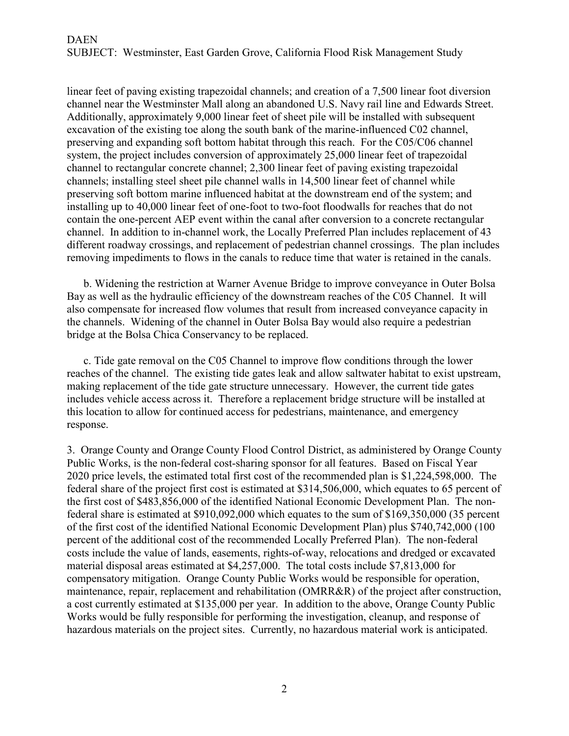linear feet of paving existing trapezoidal channels; and creation of a 7,500 linear foot diversion channel near the Westminster Mall along an abandoned U.S. Navy rail line and Edwards Street. Additionally, approximately 9,000 linear feet of sheet pile will be installed with subsequent excavation of the existing toe along the south bank of the marine-influenced C02 channel, preserving and expanding soft bottom habitat through this reach. For the C05/C06 channel system, the project includes conversion of approximately 25,000 linear feet of trapezoidal channel to rectangular concrete channel; 2,300 linear feet of paving existing trapezoidal channels; installing steel sheet pile channel walls in 14,500 linear feet of channel while preserving soft bottom marine influenced habitat at the downstream end of the system; and installing up to 40,000 linear feet of one-foot to two-foot floodwalls for reaches that do not contain the one-percent AEP event within the canal after conversion to a concrete rectangular channel. In addition to in-channel work, the Locally Preferred Plan includes replacement of 43 different roadway crossings, and replacement of pedestrian channel crossings. The plan includes removing impediments to flows in the canals to reduce time that water is retained in the canals.

b. Widening the restriction at Warner Avenue Bridge to improve conveyance in Outer Bolsa Bay as well as the hydraulic efficiency of the downstream reaches of the C05 Channel. It will also compensate for increased flow volumes that result from increased conveyance capacity in the channels. Widening of the channel in Outer Bolsa Bay would also require a pedestrian bridge at the Bolsa Chica Conservancy to be replaced.

c. Tide gate removal on the C05 Channel to improve flow conditions through the lower reaches of the channel. The existing tide gates leak and allow saltwater habitat to exist upstream, making replacement of the tide gate structure unnecessary. However, the current tide gates includes vehicle access across it. Therefore a replacement bridge structure will be installed at this location to allow for continued access for pedestrians, maintenance, and emergency response.

3. Orange County and Orange County Flood Control District, as administered by Orange County Public Works, is the non-federal cost-sharing sponsor for all features. Based on Fiscal Year 2020 price levels, the estimated total first cost of the recommended plan is $1,224,598,000. The federal share of the project first cost is estimated at $314,506,000, which equates to 65 percent of the first cost of $483,856,000 of the identified National Economic Development Plan. The non-federal share is estimated at $910,092,000 which equates to the sum of $169,350,000 (35 percent of the first cost of the identified National Economic Development Plan) plus $740,742,000 (100 percent of the additional cost of the recommended Locally Preferred Plan). The non-federal costs include the value of lands, easements, rights-of-way, relocations and dredged or excavated material disposal areas estimated at $4,257,000. The total costs include $7,813,000 for compensatory mitigation. Orange County Public Works would be responsible for operation, maintenance, repair, replacement and rehabilitation (OMRR&R) of the project after construction, a cost currently estimated at $135,000 per year. In addition to the above, Orange County Public Works would be fully responsible for performing the investigation, cleanup, and response of hazardous materials on the project sites. Currently, no hazardous material work is anticipated.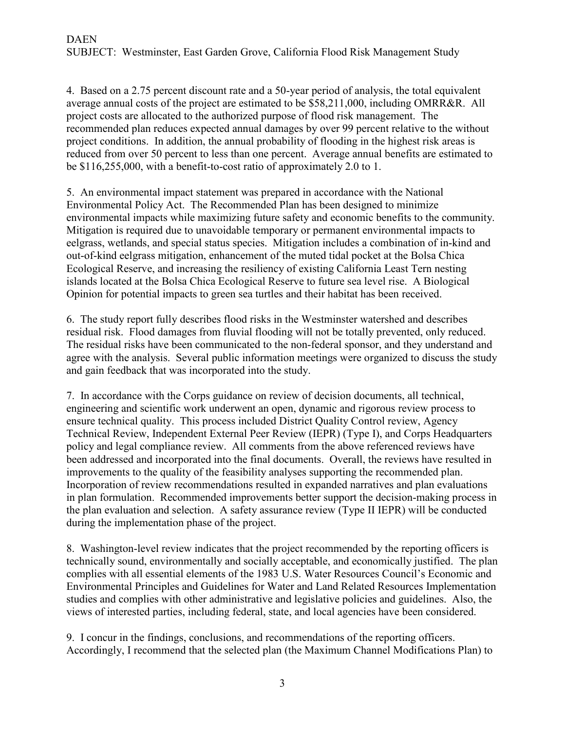4. Based on a 2.75 percent discount rate and a 50-year period of analysis, the total equivalent average annual costs of the project are estimated to be $58,211,000, including OMRR&R. All project costs are allocated to the authorized purpose of flood risk management. The recommended plan reduces expected annual damages by over 99 percent relative to the without project conditions. In addition, the annual probability of flooding in the highest risk areas is reduced from over 50 percent to less than one percent. Average annual benefits are estimated to be $116,255,000, with a benefit-to-cost ratio of approximately 2.0 to 1.

5. An environmental impact statement was prepared in accordance with the National Environmental Policy Act. The Recommended Plan has been designed to minimize environmental impacts while maximizing future safety and economic benefits to the community. Mitigation is required due to unavoidable temporary or permanent environmental impacts to eelgrass, wetlands, and special status species. Mitigation includes a combination of in-kind and out-of-kind eelgrass mitigation, enhancement of the muted tidal pocket at the Bolsa Chica Ecological Reserve, and increasing the resiliency of existing California Least Tern nesting islands located at the Bolsa Chica Ecological Reserve to future sea level rise. A Biological Opinion for potential impacts to green sea turtles and their habitat has been received.

6. The study report fully describes flood risks in the Westminster watershed and describes residual risk. Flood damages from fluvial flooding will not be totally prevented, only reduced. The residual risks have been communicated to the non-federal sponsor, and they understand and agree with the analysis. Several public information meetings were organized to discuss the study and gain feedback that was incorporated into the study.

7. In accordance with the Corps guidance on review of decision documents, all technical, engineering and scientific work underwent an open, dynamic and rigorous review process to ensure technical quality. This process included District Quality Control review, Agency Technical Review, Independent External Peer Review (IEPR) (Type I), and Corps Headquarters policy and legal compliance review. All comments from the above referenced reviews have been addressed and incorporated into the final documents. Overall, the reviews have resulted in improvements to the quality of the feasibility analyses supporting the recommended plan. Incorporation of review recommendations resulted in expanded narratives and plan evaluations in plan formulation. Recommended improvements better support the decision-making process in the plan evaluation and selection. A safety assurance review (Type II IEPR) will be conducted during the implementation phase of the project.

8. Washington-level review indicates that the project recommended by the reporting officers is technically sound, environmentally and socially acceptable, and economically justified. The plan complies with all essential elements of the 1983 U.S. Water Resources Council's Economic and Environmental Principles and Guidelines for Water and Land Related Resources Implementation studies and complies with other administrative and legislative policies and guidelines. Also, the views of interested parties, including federal, state, and local agencies have been considered.

9. I concur in the findings, conclusions, and recommendations of the reporting officers. Accordingly, I recommend that the selected plan (the Maximum Channel Modifications Plan) to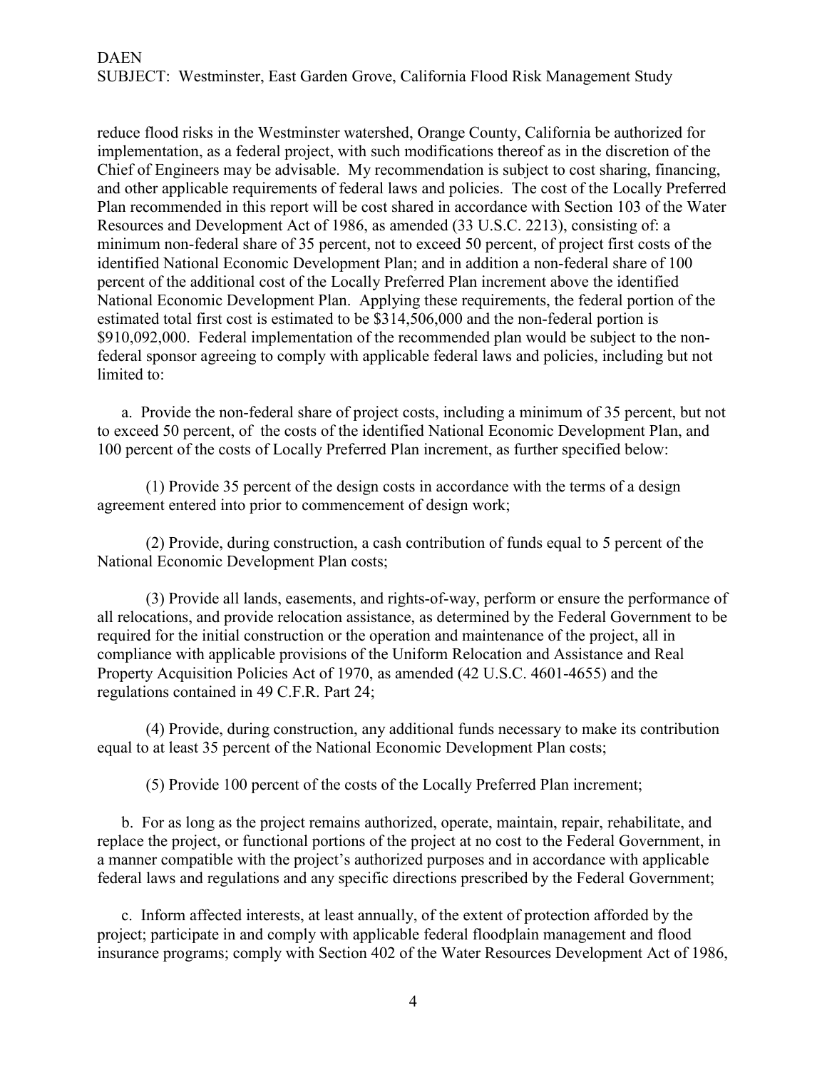reduce flood risks in the Westminster watershed, Orange County, California be authorized for implementation, as a federal project, with such modifications thereof as in the discretion of the Chief of Engineers may be advisable. My recommendation is subject to cost sharing, financing, and other applicable requirements of federal laws and policies. The cost of the Locally Preferred Plan recommended in this report will be cost shared in accordance with Section 103 of the Water Resources and Development Act of 1986, as amended (33 U.S.C. 2213), consisting of: a minimum non-federal share of 35 percent, not to exceed 50 percent, of project first costs of the identified National Economic Development Plan; and in addition a non-federal share of 100 percent of the additional cost of the Locally Preferred Plan increment above the identified National Economic Development Plan. Applying these requirements, the federal portion of the estimated total first cost is estimated to be $314,506,000 and the non-federal portion is $910,092,000. Federal implementation of the recommended plan would be subject to the non-federal sponsor agreeing to comply with applicable federal laws and policies, including but not limited to:

a. Provide the non-federal share of project costs, including a minimum of 35 percent, but not to exceed 50 percent, of the costs of the identified National Economic Development Plan, and 100 percent of the costs of Locally Preferred Plan increment, as further specified below:

(1) Provide 35 percent of the design costs in accordance with the terms of a design agreement entered into prior to commencement of design work;

(2) Provide, during construction, a cash contribution of funds equal to 5 percent of the National Economic Development Plan costs;

(3) Provide all lands, easements, and rights-of-way, perform or ensure the performance of all relocations, and provide relocation assistance, as determined by the Federal Government to be required for the initial construction or the operation and maintenance of the project, all in compliance with applicable provisions of the Uniform Relocation and Assistance and Real Property Acquisition Policies Act of 1970, as amended (42 U.S.C. 4601-4655) and the regulations contained in 49 C.F.R. Part 24;

(4) Provide, during construction, any additional funds necessary to make its contribution equal to at least 35 percent of the National Economic Development Plan costs;

(5) Provide 100 percent of the costs of the Locally Preferred Plan increment;

b. For as long as the project remains authorized, operate, maintain, repair, rehabilitate, and replace the project, or functional portions of the project at no cost to the Federal Government, in a manner compatible with the project's authorized purposes and in accordance with applicable federal laws and regulations and any specific directions prescribed by the Federal Government;

c. Inform affected interests, at least annually, of the extent of protection afforded by the project; participate in and comply with applicable federal floodplain management and flood insurance programs; comply with Section 402 of the Water Resources Development Act of 1986,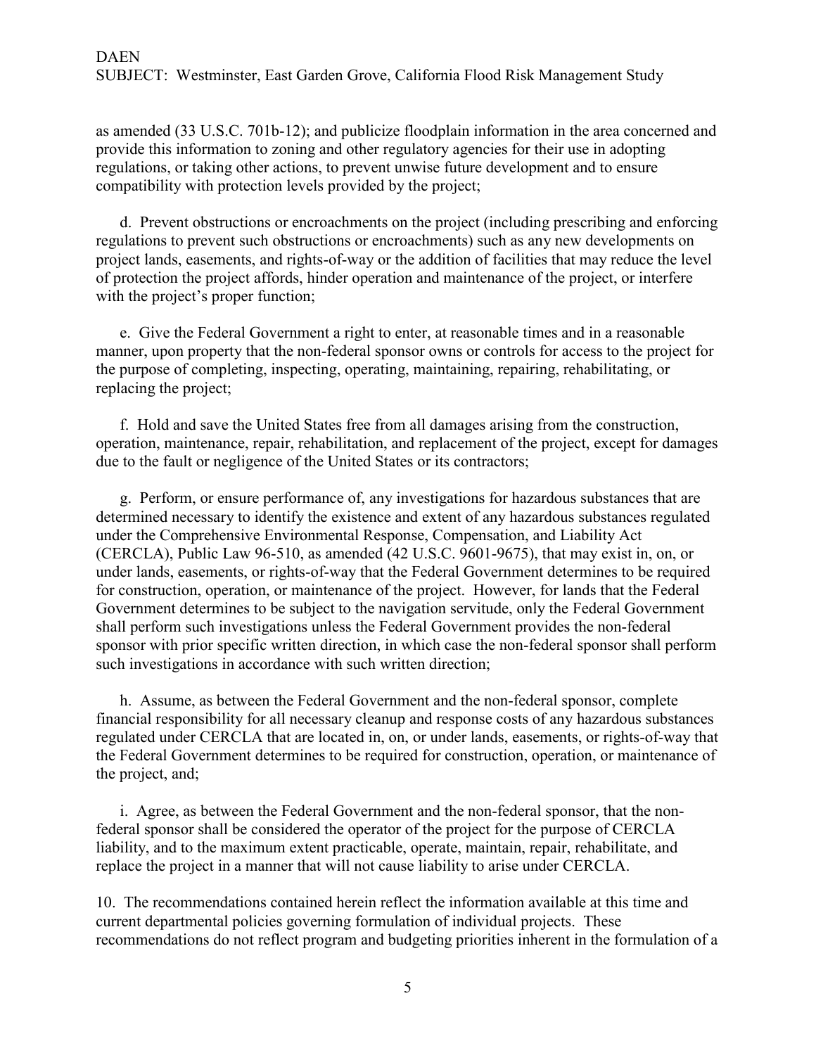as amended (33 U.S.C. 701b-12); and publicize floodplain information in the area concerned and provide this information to zoning and other regulatory agencies for their use in adopting regulations, or taking other actions, to prevent unwise future development and to ensure compatibility with protection levels provided by the project;

d. Prevent obstructions or encroachments on the project (including prescribing and enforcing regulations to prevent such obstructions or encroachments) such as any new developments on project lands, easements, and rights-of-way or the addition of facilities that may reduce the level of protection the project affords, hinder operation and maintenance of the project, or interfere with the project's proper function;

e. Give the Federal Government a right to enter, at reasonable times and in a reasonable manner, upon property that the non-federal sponsor owns or controls for access to the project for the purpose of completing, inspecting, operating, maintaining, repairing, rehabilitating, or replacing the project;

f. Hold and save the United States free from all damages arising from the construction, operation, maintenance, repair, rehabilitation, and replacement of the project, except for damages due to the fault or negligence of the United States or its contractors;

g. Perform, or ensure performance of, any investigations for hazardous substances that are determined necessary to identify the existence and extent of any hazardous substances regulated under the Comprehensive Environmental Response, Compensation, and Liability Act (CERCLA), Public Law 96-510, as amended (42 U.S.C. 9601-9675), that may exist in, on, or under lands, easements, or rights-of-way that the Federal Government determines to be required for construction, operation, or maintenance of the project. However, for lands that the Federal Government determines to be subject to the navigation servitude, only the Federal Government shall perform such investigations unless the Federal Government provides the non-federal sponsor with prior specific written direction, in which case the non-federal sponsor shall perform such investigations in accordance with such written direction;

h. Assume, as between the Federal Government and the non-federal sponsor, complete financial responsibility for all necessary cleanup and response costs of any hazardous substances regulated under CERCLA that are located in, on, or under lands, easements, or rights-of-way that the Federal Government determines to be required for construction, operation, or maintenance of the project, and;

i. Agree, as between the Federal Government and the non-federal sponsor, that the non-federal sponsor shall be considered the operator of the project for the purpose of CERCLA liability, and to the maximum extent practicable, operate, maintain, repair, rehabilitate, and replace the project in a manner that will not cause liability to arise under CERCLA.

10. The recommendations contained herein reflect the information available at this time and current departmental policies governing formulation of individual projects. These recommendations do not reflect program and budgeting priorities inherent in the formulation of a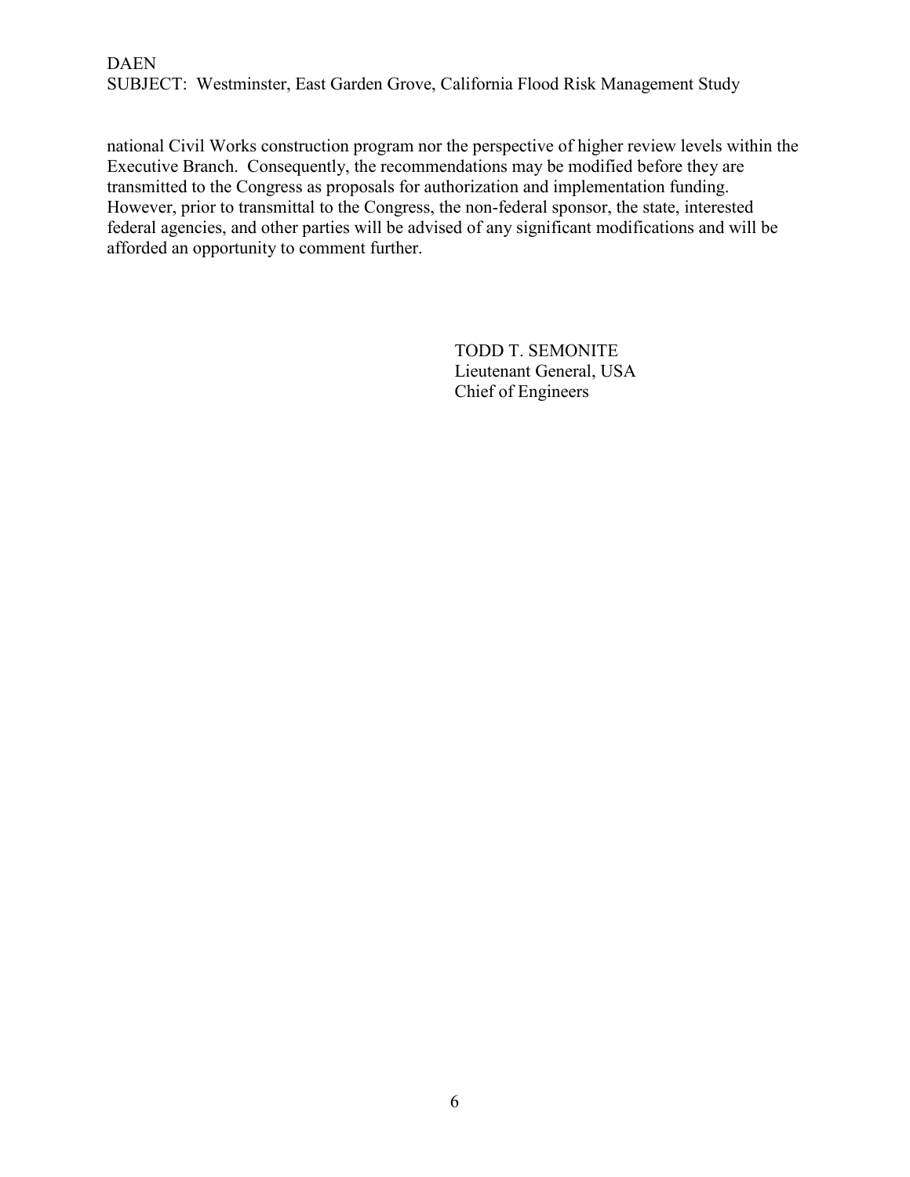national Civil Works construction program nor the perspective of higher review levels within the Executive Branch. Consequently, the recommendations may be modified before they are transmitted to the Congress as proposals for authorization and implementation funding. However, prior to transmittal to the Congress, the non-federal sponsor, the state, interested federal agencies, and other parties will be advised of any significant modifications and will be afforded an opportunity to comment further.

TODD T. SEMONITE
Lieutenant General, USA
Chief of Engineers